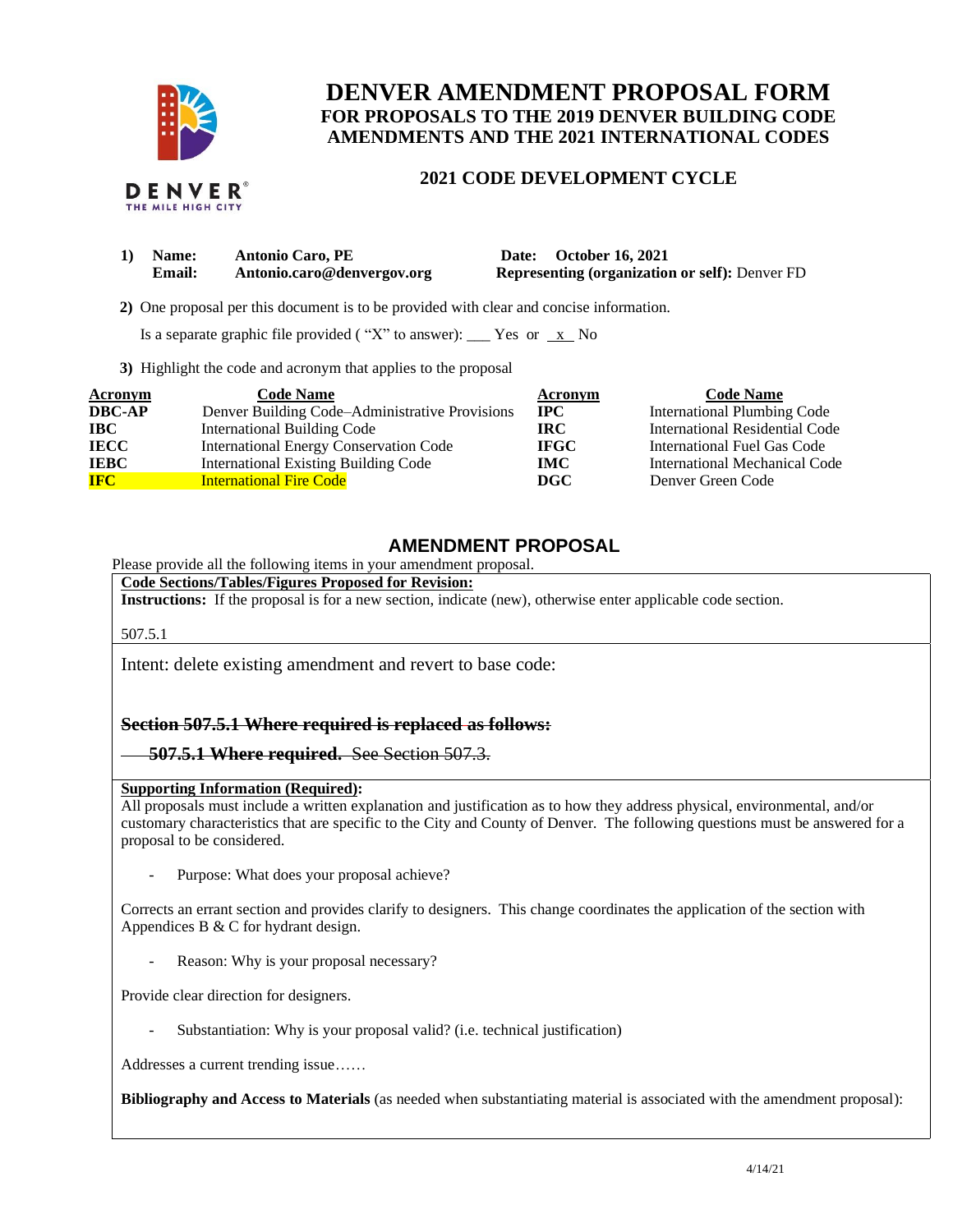# DENVER AMENDMENT PROPOSAL FORM
## FOR PROPOSALS TO THE 2019 DENVER BUILDING CODE AMENDMENTS AND THE 2021 INTERNATIONAL CODES

### 2021 CODE DEVELOPMENT CYCLE

**1) Name:** **Antonio Caro, PE**
**Email:** **Antonio.caro@denvergov.org**

**Date:** **October 16, 2021**
**Representing (organization or self):** Denver FD

**2)** One proposal per this document is to be provided with clear and concise information.

Is a separate graphic file provided ( "X" to answer): ___ Yes or _x_ No

**3)** Highlight the code and acronym that applies to the proposal

| Acronym | Code Name | Acronym | Code Name |
|---|---|---|---|
| **DBC-AP** | Denver Building Code–Administrative Provisions | **IPC** | International Plumbing Code |
| **IBC** | International Building Code | **IRC** | International Residential Code |
| **IECC** | International Energy Conservation Code | **IFGC** | International Fuel Gas Code |
| **IEBC** | International Existing Building Code | **IMC** | International Mechanical Code |
| **IFC** | International Fire Code | **DGC** | Denver Green Code |

## AMENDMENT PROPOSAL

Please provide all the following items in your amendment proposal.

**Code Sections/Tables/Figures Proposed for Revision:**

**Instructions:** If the proposal is for a new section, indicate (new), otherwise enter applicable code section.

507.5.1

Intent: delete existing amendment and revert to base code:

~~**Section 507.5.1 Where required is replaced as follows:**~~

~~**507.5.1 Where required.** See Section 507.3.~~

**Supporting Information (Required):**

All proposals must include a written explanation and justification as to how they address physical, environmental, and/or customary characteristics that are specific to the City and County of Denver. The following questions must be answered for a proposal to be considered.

- Purpose: What does your proposal achieve?

Corrects an errant section and provides clarify to designers. This change coordinates the application of the section with Appendices B & C for hydrant design.

- Reason: Why is your proposal necessary?

Provide clear direction for designers.

- Substantiation: Why is your proposal valid? (i.e. technical justification)

Addresses a current trending issue……

**Bibliography and Access to Materials** (as needed when substantiating material is associated with the amendment proposal):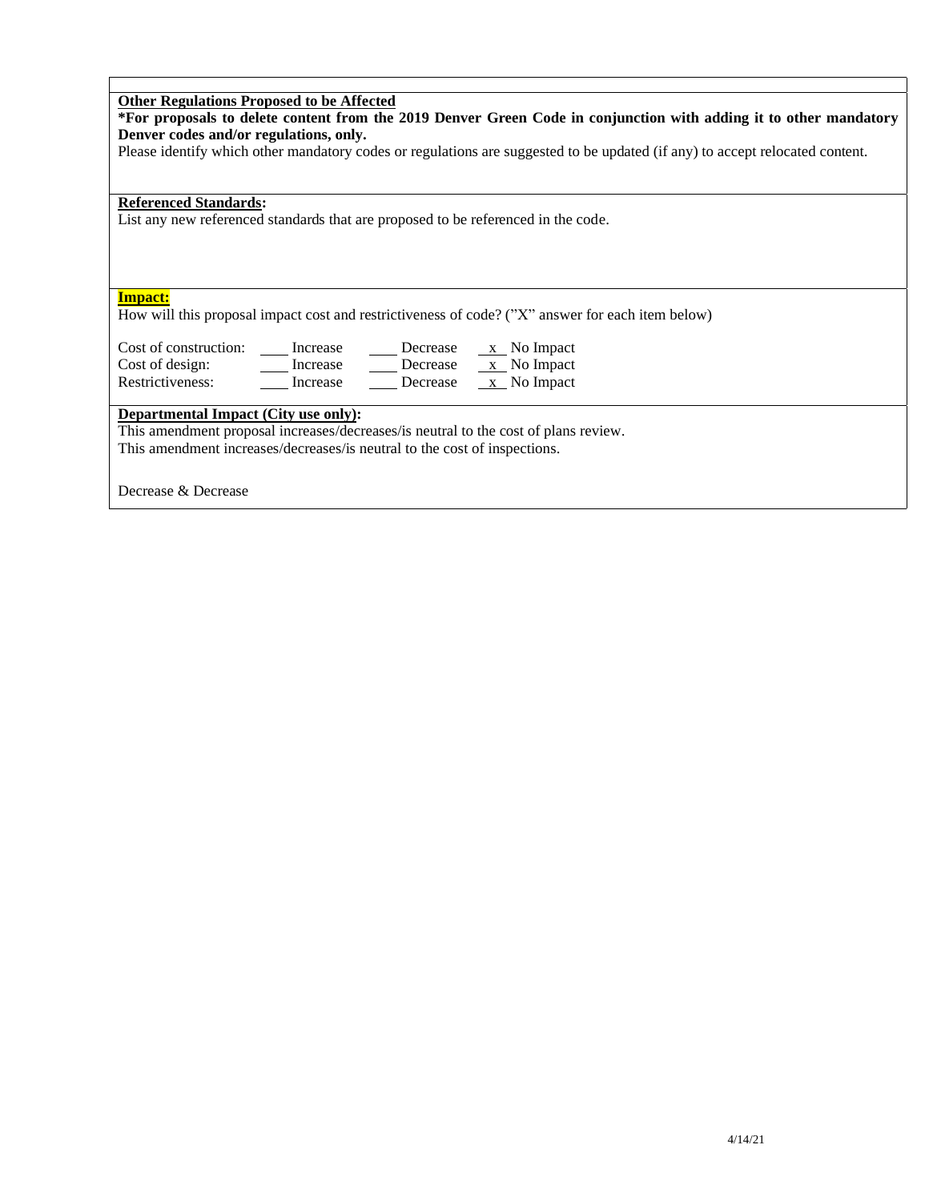**Other Regulations Proposed to be Affected**

**\*For proposals to delete content from the 2019 Denver Green Code in conjunction with adding it to other mandatory Denver codes and/or regulations, only.**

Please identify which other mandatory codes or regulations are suggested to be updated (if any) to accept relocated content.

**Referenced Standards:**

List any new referenced standards that are proposed to be referenced in the code.

**Impact:**

How will this proposal impact cost and restrictiveness of code? ("X" answer for each item below)

| | | | |
|---|---|---|---|
| Cost of construction: | ___ Increase | ___ Decrease | _x_ No Impact |
| Cost of design: | ___ Increase | ___ Decrease | _x_ No Impact |
| Restrictiveness: | ___ Increase | ___ Decrease | _x_ No Impact |

**Departmental Impact (City use only):**

This amendment proposal increases/decreases/is neutral to the cost of plans review.

This amendment increases/decreases/is neutral to the cost of inspections.

Decrease & Decrease